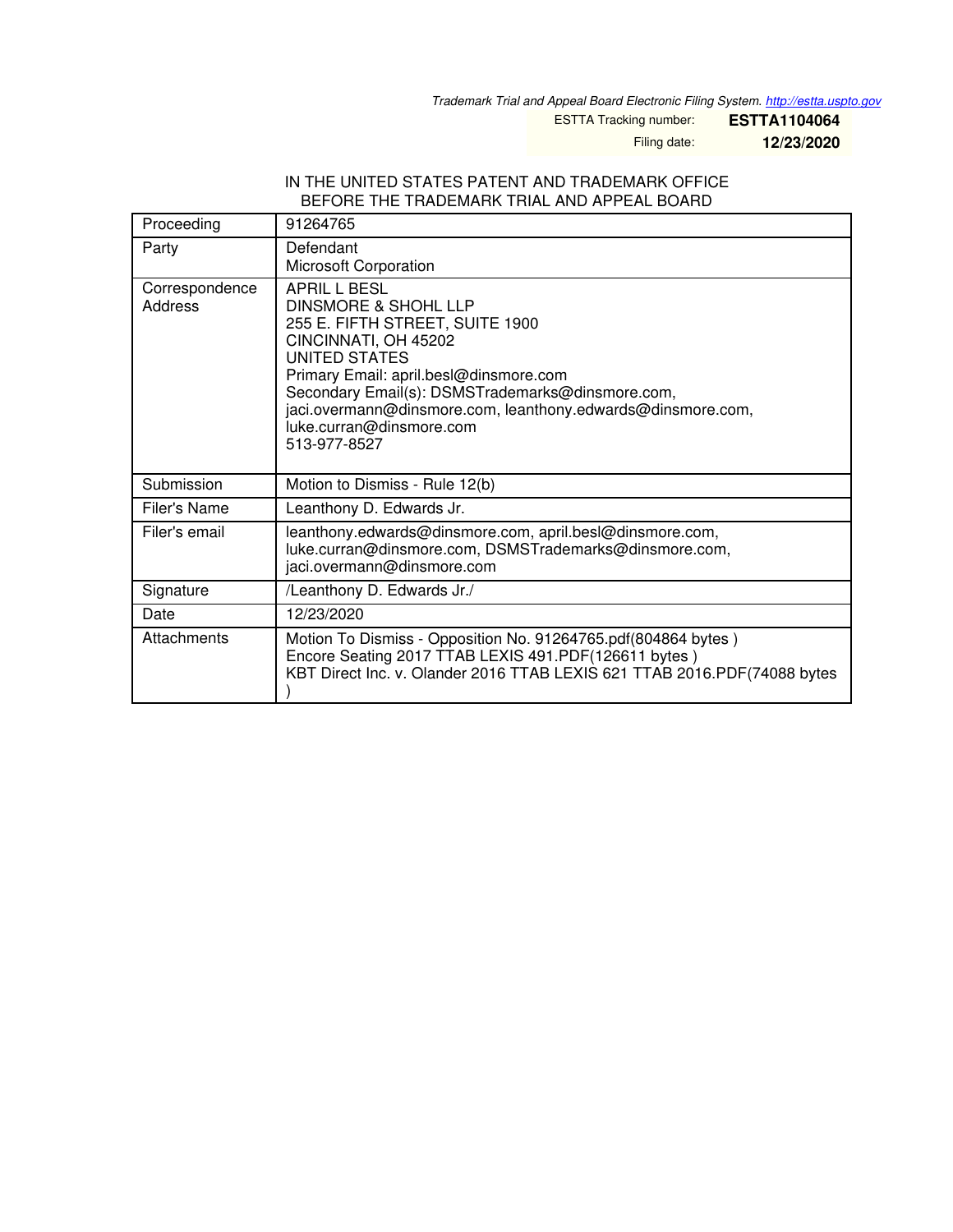*Trademark Trial and Appeal Board Electronic Filing System. http://estta.uspto.gov*

ESTTA Tracking number: **ESTTA1104064**

Filing date: **12/23/2020**

IN THE UNITED STATES PATENT AND TRADEMARK OFFICE
BEFORE THE TRADEMARK TRIAL AND APPEAL BOARD

| Proceeding | 91264765 |
|---|---|
| Party | Defendant<br>Microsoft Corporation |
| Correspondence Address | APRIL L BESL<br>DINSMORE & SHOHL LLP<br>255 E. FIFTH STREET, SUITE 1900<br>CINCINNATI, OH 45202<br>UNITED STATES<br>Primary Email: april.besl@dinsmore.com<br>Secondary Email(s): DSMSTrademarks@dinsmore.com, jaci.overmann@dinsmore.com, leanthony.edwards@dinsmore.com, luke.curran@dinsmore.com<br>513-977-8527 |
| Submission | Motion to Dismiss - Rule 12(b) |
| Filer's Name | Leanthony D. Edwards Jr. |
| Filer's email | leanthony.edwards@dinsmore.com, april.besl@dinsmore.com, luke.curran@dinsmore.com, DSMSTrademarks@dinsmore.com, jaci.overmann@dinsmore.com |
| Signature | /Leanthony D. Edwards Jr./ |
| Date | 12/23/2020 |
| Attachments | Motion To Dismiss - Opposition No. 91264765.pdf(804864 bytes )<br>Encore Seating 2017 TTAB LEXIS 491.PDF(126611 bytes )<br>KBT Direct Inc. v. Olander 2016 TTAB LEXIS 621 TTAB 2016.PDF(74088 bytes ) |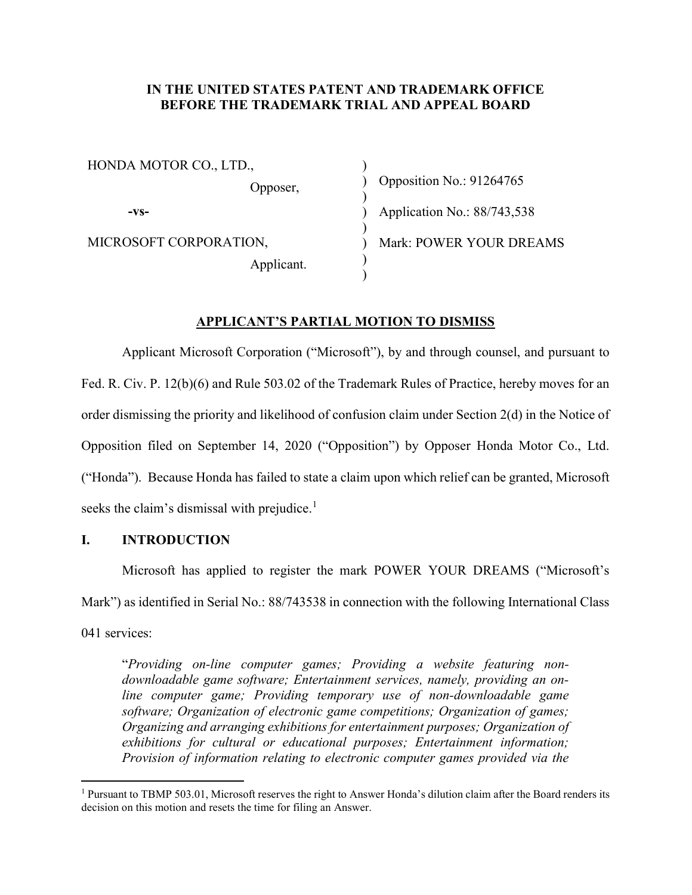**IN THE UNITED STATES PATENT AND TRADEMARK OFFICE**
**BEFORE THE TRADEMARK TRIAL AND APPEAL BOARD**

| | | |
|---|---|---|
| HONDA MOTOR CO., LTD., | ) | |
| Opposer, | ) | Opposition No.: 91264765 |
| | ) | |
| -vs- | ) | Application No.: 88/743,538 |
| | ) | |
| MICROSOFT CORPORATION, | ) | Mark: POWER YOUR DREAMS |
| Applicant. | ) | |

## APPLICANT'S PARTIAL MOTION TO DISMISS

Applicant Microsoft Corporation ("Microsoft"), by and through counsel, and pursuant to Fed. R. Civ. P. 12(b)(6) and Rule 503.02 of the Trademark Rules of Practice, hereby moves for an order dismissing the priority and likelihood of confusion claim under Section 2(d) in the Notice of Opposition filed on September 14, 2020 ("Opposition") by Opposer Honda Motor Co., Ltd. ("Honda"). Because Honda has failed to state a claim upon which relief can be granted, Microsoft seeks the claim's dismissal with prejudice.[1]

## I. INTRODUCTION

Microsoft has applied to register the mark POWER YOUR DREAMS ("Microsoft's Mark") as identified in Serial No.: 88/743538 in connection with the following International Class 041 services:

> "*Providing on-line computer games; Providing a website featuring non-downloadable game software; Entertainment services, namely, providing an on-line computer game; Providing temporary use of non-downloadable game software; Organization of electronic game competitions; Organization of games; Organizing and arranging exhibitions for entertainment purposes; Organization of exhibitions for cultural or educational purposes; Entertainment information; Provision of information relating to electronic computer games provided via the*

[1] Pursuant to TBMP 503.01, Microsoft reserves the right to Answer Honda's dilution claim after the Board renders its decision on this motion and resets the time for filing an Answer.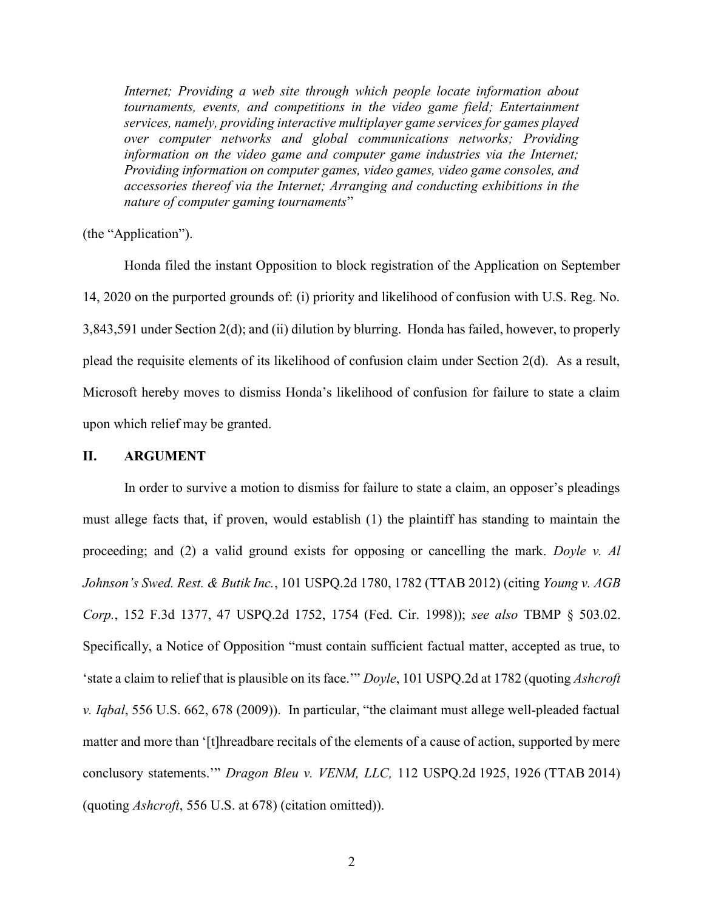*Internet; Providing a web site through which people locate information about tournaments, events, and competitions in the video game field; Entertainment services, namely, providing interactive multiplayer game services for games played over computer networks and global communications networks; Providing information on the video game and computer game industries via the Internet; Providing information on computer games, video games, video game consoles, and accessories thereof via the Internet; Arranging and conducting exhibitions in the nature of computer gaming tournaments*"

(the "Application").

Honda filed the instant Opposition to block registration of the Application on September 14, 2020 on the purported grounds of: (i) priority and likelihood of confusion with U.S. Reg. No. 3,843,591 under Section 2(d); and (ii) dilution by blurring. Honda has failed, however, to properly plead the requisite elements of its likelihood of confusion claim under Section 2(d). As a result, Microsoft hereby moves to dismiss Honda's likelihood of confusion for failure to state a claim upon which relief may be granted.

## II. ARGUMENT

In order to survive a motion to dismiss for failure to state a claim, an opposer's pleadings must allege facts that, if proven, would establish (1) the plaintiff has standing to maintain the proceeding; and (2) a valid ground exists for opposing or cancelling the mark. *Doyle v. Al Johnson's Swed. Rest. & Butik Inc.*, 101 USPQ.2d 1780, 1782 (TTAB 2012) (citing *Young v. AGB Corp.*, 152 F.3d 1377, 47 USPQ.2d 1752, 1754 (Fed. Cir. 1998)); *see also* TBMP § 503.02. Specifically, a Notice of Opposition "must contain sufficient factual matter, accepted as true, to 'state a claim to relief that is plausible on its face.'" *Doyle*, 101 USPQ.2d at 1782 (quoting *Ashcroft v. Iqbal*, 556 U.S. 662, 678 (2009)). In particular, "the claimant must allege well-pleaded factual matter and more than '[t]hreadbare recitals of the elements of a cause of action, supported by mere conclusory statements.'" *Dragon Bleu v. VENM, LLC,* 112 USPQ.2d 1925, 1926 (TTAB 2014) (quoting *Ashcroft*, 556 U.S. at 678) (citation omitted)).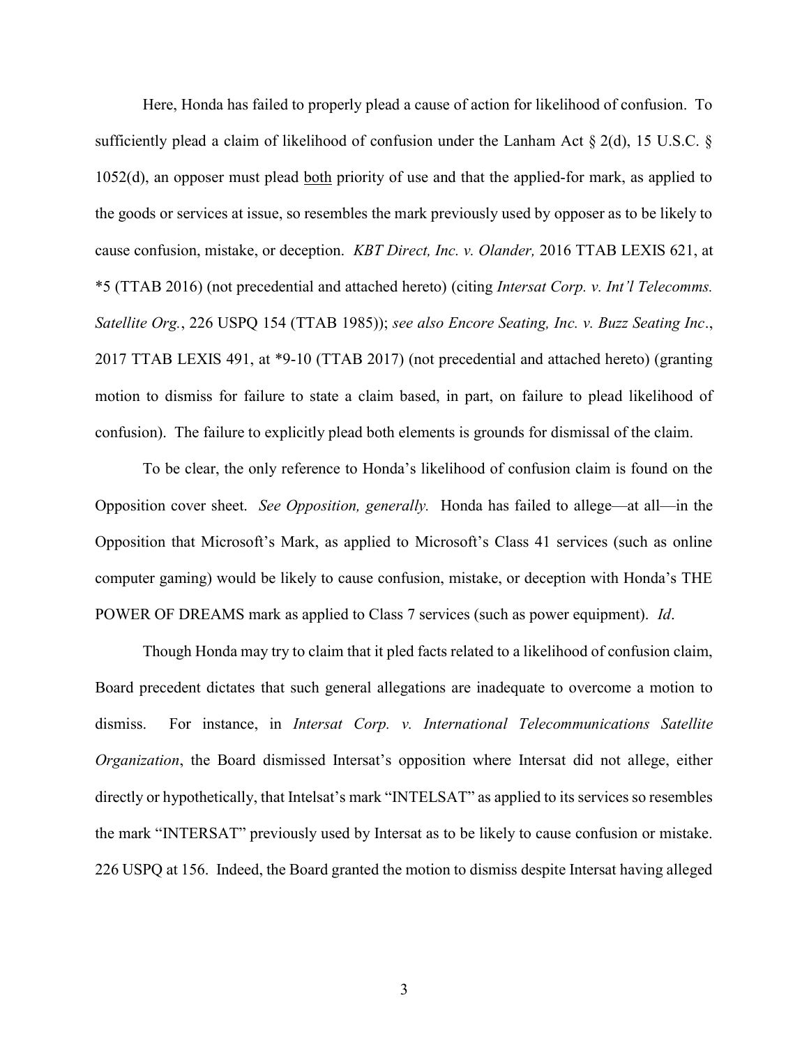Here, Honda has failed to properly plead a cause of action for likelihood of confusion. To sufficiently plead a claim of likelihood of confusion under the Lanham Act § 2(d), 15 U.S.C. § 1052(d), an opposer must plead <u>both</u> priority of use and that the applied-for mark, as applied to the goods or services at issue, so resembles the mark previously used by opposer as to be likely to cause confusion, mistake, or deception. *KBT Direct, Inc. v. Olander,* 2016 TTAB LEXIS 621, at *5 (TTAB 2016) (not precedential and attached hereto) (citing *Intersat Corp. v. Int'l Telecomms. Satellite Org.*, 226 USPQ 154 (TTAB 1985)); *see also Encore Seating, Inc. v. Buzz Seating Inc*., 2017 TTAB LEXIS 491, at *9-10 (TTAB 2017) (not precedential and attached hereto) (granting motion to dismiss for failure to state a claim based, in part, on failure to plead likelihood of confusion). The failure to explicitly plead both elements is grounds for dismissal of the claim.

To be clear, the only reference to Honda's likelihood of confusion claim is found on the Opposition cover sheet. *See Opposition, generally.* Honda has failed to allege—at all—in the Opposition that Microsoft's Mark, as applied to Microsoft's Class 41 services (such as online computer gaming) would be likely to cause confusion, mistake, or deception with Honda's THE POWER OF DREAMS mark as applied to Class 7 services (such as power equipment). *Id*.

Though Honda may try to claim that it pled facts related to a likelihood of confusion claim, Board precedent dictates that such general allegations are inadequate to overcome a motion to dismiss. For instance, in *Intersat Corp. v. International Telecommunications Satellite Organization*, the Board dismissed Intersat's opposition where Intersat did not allege, either directly or hypothetically, that Intelsat's mark "INTELSAT" as applied to its services so resembles the mark "INTERSAT" previously used by Intersat as to be likely to cause confusion or mistake. 226 USPQ at 156. Indeed, the Board granted the motion to dismiss despite Intersat having alleged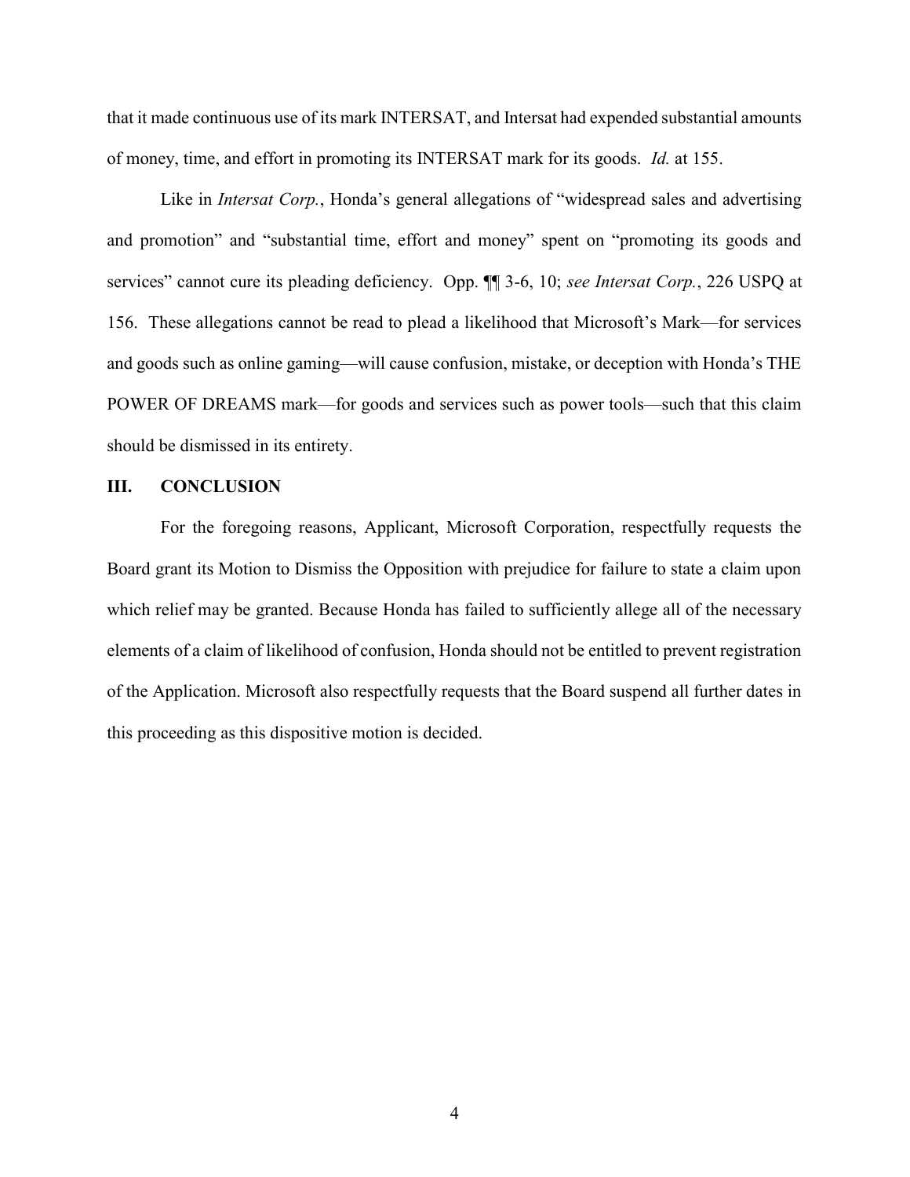that it made continuous use of its mark INTERSAT, and Intersat had expended substantial amounts of money, time, and effort in promoting its INTERSAT mark for its goods. *Id.* at 155.

Like in *Intersat Corp.*, Honda's general allegations of "widespread sales and advertising and promotion" and "substantial time, effort and money" spent on "promoting its goods and services" cannot cure its pleading deficiency. Opp. ¶¶ 3-6, 10; *see Intersat Corp.*, 226 USPQ at 156. These allegations cannot be read to plead a likelihood that Microsoft's Mark—for services and goods such as online gaming—will cause confusion, mistake, or deception with Honda's THE POWER OF DREAMS mark—for goods and services such as power tools—such that this claim should be dismissed in its entirety.

## III. CONCLUSION

For the foregoing reasons, Applicant, Microsoft Corporation, respectfully requests the Board grant its Motion to Dismiss the Opposition with prejudice for failure to state a claim upon which relief may be granted. Because Honda has failed to sufficiently allege all of the necessary elements of a claim of likelihood of confusion, Honda should not be entitled to prevent registration of the Application. Microsoft also respectfully requests that the Board suspend all further dates in this proceeding as this dispositive motion is decided.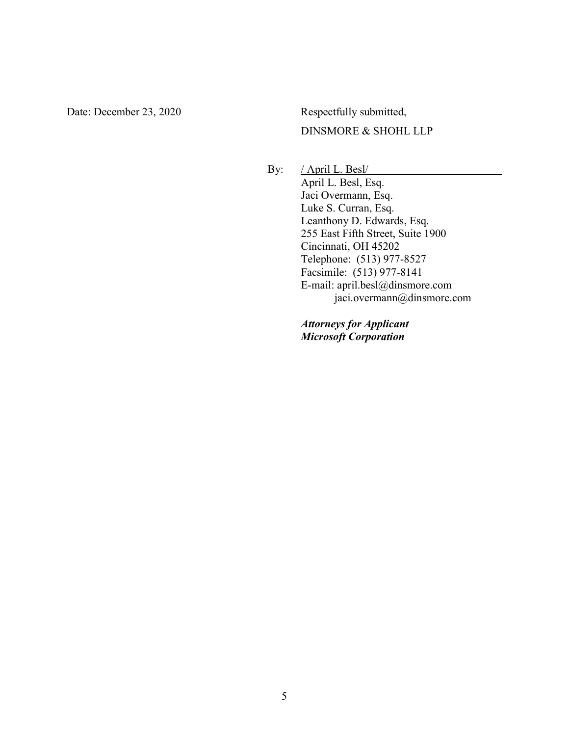Date: December 23, 2020

Respectfully submitted,

DINSMORE & SHOHL LLP

By: / April L. Besl/

April L. Besl, Esq.  
Jaci Overmann, Esq.  
Luke S. Curran, Esq.  
Leanthony D. Edwards, Esq.  
255 East Fifth Street, Suite 1900  
Cincinnati, OH 45202  
Telephone: (513) 977-8527  
Facsimile: (513) 977-8141  
E-mail: april.besl@dinsmore.com  
jaci.overmann@dinsmore.com

***Attorneys for Applicant***  
***Microsoft Corporation***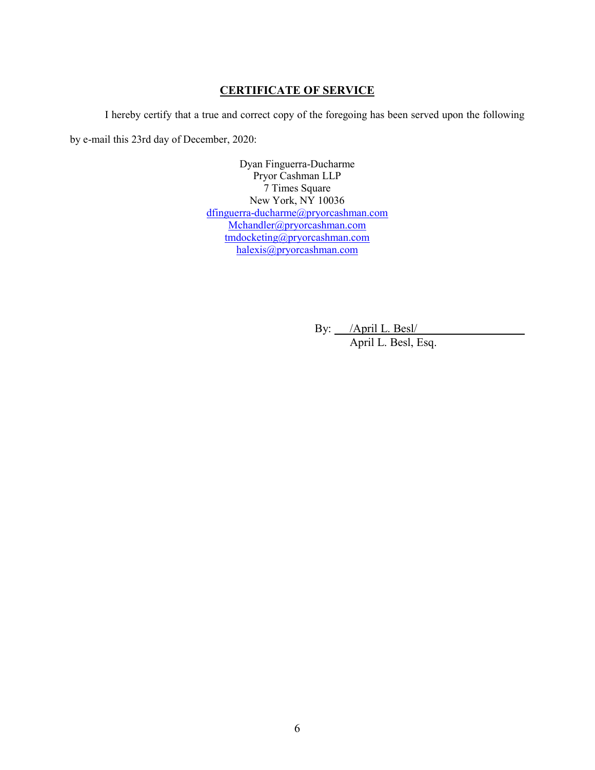## CERTIFICATE OF SERVICE

I hereby certify that a true and correct copy of the foregoing has been served upon the following by e-mail this 23rd day of December, 2020:

Dyan Finguerra-Ducharme
Pryor Cashman LLP
7 Times Square
New York, NY 10036
dfinguerra-ducharme@pryorcashman.com
Mchandler@pryorcashman.com
tmdocketing@pryorcashman.com
halexis@pryorcashman.com

By: /April L. Besl/
April L. Besl, Esq.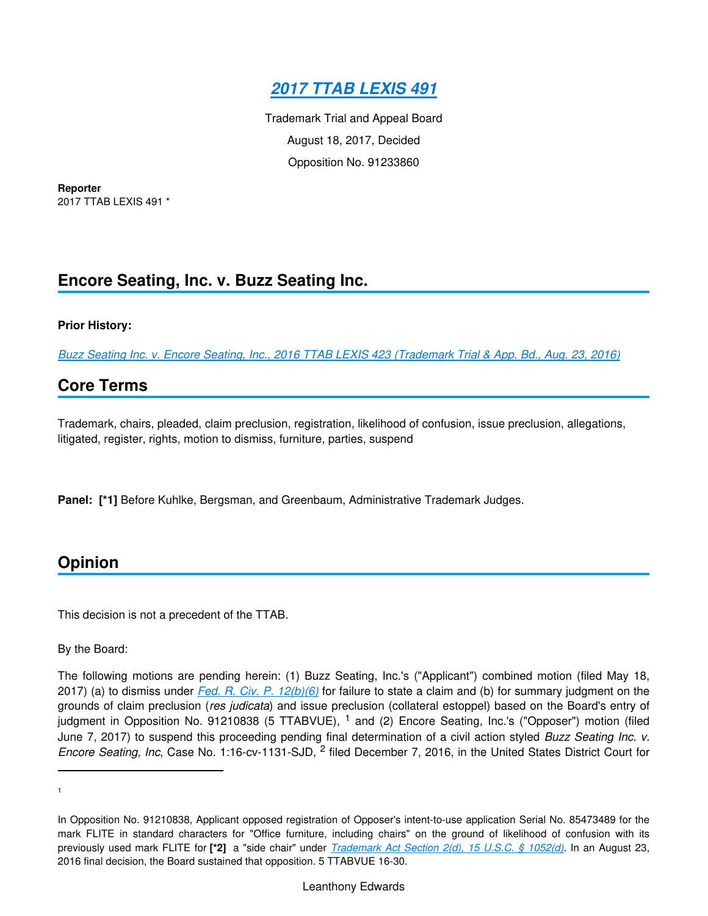# *2017 TTAB LEXIS 491*

Trademark Trial and Appeal Board

August 18, 2017, Decided

Opposition No. 91233860

**Reporter**

2017 TTAB LEXIS 491 *

## Encore Seating, Inc. v. Buzz Seating Inc.

**Prior History:**

*Buzz Seating Inc. v. Encore Seating, Inc., 2016 TTAB LEXIS 423 (Trademark Trial & App. Bd., Aug. 23, 2016)*

## Core Terms

Trademark, chairs, pleaded, claim preclusion, registration, likelihood of confusion, issue preclusion, allegations, litigated, register, rights, motion to dismiss, furniture, parties, suspend

**Panel:** **[*1]** Before Kuhlke, Bergsman, and Greenbaum, Administrative Trademark Judges.

## Opinion

This decision is not a precedent of the TTAB.

By the Board:

The following motions are pending herein: (1) Buzz Seating, Inc.'s ("Applicant") combined motion (filed May 18, 2017) (a) to dismiss under *Fed. R. Civ. P. 12(b)(6)* for failure to state a claim and (b) for summary judgment on the grounds of claim preclusion (*res judicata*) and issue preclusion (collateral estoppel) based on the Board's entry of judgment in Opposition No. 91210838 (5 TTABVUE), [1] and (2) Encore Seating, Inc.'s ("Opposer") motion (filed June 7, 2017) to suspend this proceeding pending final determination of a civil action styled *Buzz Seating Inc. v. Encore Seating, Inc*, Case No. 1:16-cv-1131-SJD, [2] filed December 7, 2016, in the United States District Court for

---

[1] In Opposition No. 91210838, Applicant opposed registration of Opposer's intent-to-use application Serial No. 85473489 for the mark FLITE in standard characters for "Office furniture, including chairs" on the ground of likelihood of confusion with its previously used mark FLITE for **[*2]** a "side chair" under *Trademark Act Section 2(d), 15 U.S.C. § 1052(d)*. In an August 23, 2016 final decision, the Board sustained that opposition. 5 TTABVUE 16-30.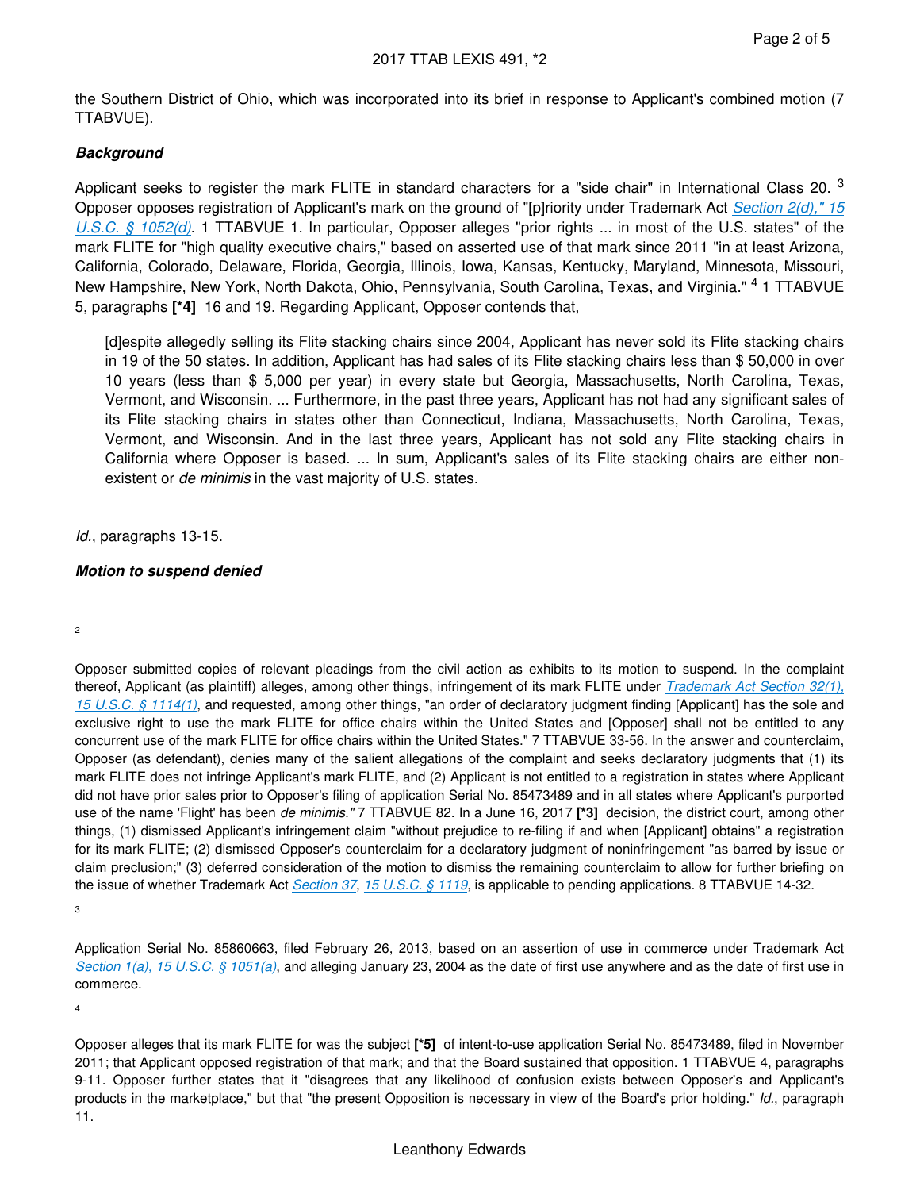the Southern District of Ohio, which was incorporated into its brief in response to Applicant's combined motion (7 TTABVUE).

***Background***

Applicant seeks to register the mark FLITE in standard characters for a "side chair" in International Class 20. [3] Opposer opposes registration of Applicant's mark on the ground of "[p]riority under Trademark Act Section 2(d)," 15 U.S.C. § 1052(d). 1 TTABVUE 1. In particular, Opposer alleges "prior rights ... in most of the U.S. states" of the mark FLITE for "high quality executive chairs," based on asserted use of that mark since 2011 "in at least Arizona, California, Colorado, Delaware, Florida, Georgia, Illinois, Iowa, Kansas, Kentucky, Maryland, Minnesota, Missouri, New Hampshire, New York, North Dakota, Ohio, Pennsylvania, South Carolina, Texas, and Virginia." [4] 1 TTABVUE 5, paragraphs **[*4]** 16 and 19. Regarding Applicant, Opposer contends that,

> [d]espite allegedly selling its Flite stacking chairs since 2004, Applicant has never sold its Flite stacking chairs in 19 of the 50 states. In addition, Applicant has had sales of its Flite stacking chairs less than $ 50,000 in over 10 years (less than $ 5,000 per year) in every state but Georgia, Massachusetts, North Carolina, Texas, Vermont, and Wisconsin. ... Furthermore, in the past three years, Applicant has not had any significant sales of its Flite stacking chairs in states other than Connecticut, Indiana, Massachusetts, North Carolina, Texas, Vermont, and Wisconsin. And in the last three years, Applicant has not sold any Flite stacking chairs in California where Opposer is based. ... In sum, Applicant's sales of its Flite stacking chairs are either non-existent or *de minimis* in the vast majority of U.S. states.

*Id.*, paragraphs 13-15.

***Motion to suspend denied***

---

2

Opposer submitted copies of relevant pleadings from the civil action as exhibits to its motion to suspend. In the complaint thereof, Applicant (as plaintiff) alleges, among other things, infringement of its mark FLITE under Trademark Act Section 32(1), 15 U.S.C. § 1114(1), and requested, among other things, "an order of declaratory judgment finding [Applicant] has the sole and exclusive right to use the mark FLITE for office chairs within the United States and [Opposer] shall not be entitled to any concurrent use of the mark FLITE for office chairs within the United States." 7 TTABVUE 33-56. In the answer and counterclaim, Opposer (as defendant), denies many of the salient allegations of the complaint and seeks declaratory judgments that (1) its mark FLITE does not infringe Applicant's mark FLITE, and (2) Applicant is not entitled to a registration in states where Applicant did not have prior sales prior to Opposer's filing of application Serial No. 85473489 and in all states where Applicant's purported use of the name 'Flight' has been *de minimis."* 7 TTABVUE 82. In a June 16, 2017 **[*3]** decision, the district court, among other things, (1) dismissed Applicant's infringement claim "without prejudice to re-filing if and when [Applicant] obtains" a registration for its mark FLITE; (2) dismissed Opposer's counterclaim for a declaratory judgment of noninfringement "as barred by issue or claim preclusion;" (3) deferred consideration of the motion to dismiss the remaining counterclaim to allow for further briefing on the issue of whether Trademark Act Section 37, 15 U.S.C. § 1119, is applicable to pending applications. 8 TTABVUE 14-32.

3

Application Serial No. 85860663, filed February 26, 2013, based on an assertion of use in commerce under Trademark Act Section 1(a), 15 U.S.C. § 1051(a), and alleging January 23, 2004 as the date of first use anywhere and as the date of first use in commerce.

4

Opposer alleges that its mark FLITE for was the subject **[*5]** of intent-to-use application Serial No. 85473489, filed in November 2011; that Applicant opposed registration of that mark; and that the Board sustained that opposition. 1 TTABVUE 4, paragraphs 9-11. Opposer further states that it "disagrees that any likelihood of confusion exists between Opposer's and Applicant's products in the marketplace," but that "the present Opposition is necessary in view of the Board's prior holding." *Id.*, paragraph 11.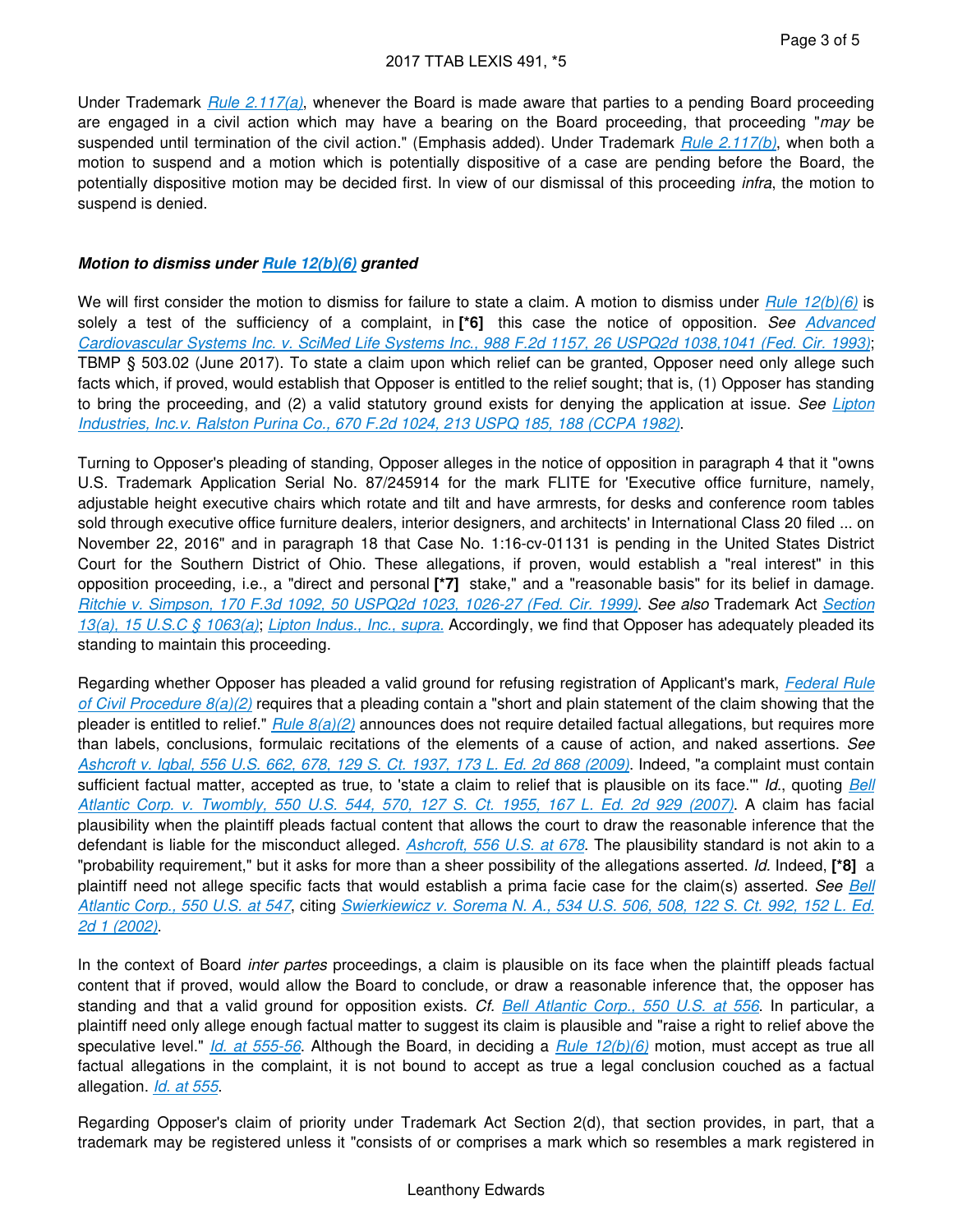Under Trademark *Rule 2.117(a)*, whenever the Board is made aware that parties to a pending Board proceeding are engaged in a civil action which may have a bearing on the Board proceeding, that proceeding "*may* be suspended until termination of the civil action." (Emphasis added). Under Trademark *Rule 2.117(b)*, when both a motion to suspend and a motion which is potentially dispositive of a case are pending before the Board, the potentially dispositive motion may be decided first. In view of our dismissal of this proceeding *infra*, the motion to suspend is denied.

***Motion to dismiss under Rule 12(b)(6) granted***

We will first consider the motion to dismiss for failure to state a claim. A motion to dismiss under *Rule 12(b)(6)* is solely a test of the sufficiency of a complaint, in **[*6]** this case the notice of opposition. *See Advanced Cardiovascular Systems Inc. v. SciMed Life Systems Inc., 988 F.2d 1157, 26 USPQ2d 1038,1041 (Fed. Cir. 1993)*; TBMP § 503.02 (June 2017). To state a claim upon which relief can be granted, Opposer need only allege such facts which, if proved, would establish that Opposer is entitled to the relief sought; that is, (1) Opposer has standing to bring the proceeding, and (2) a valid statutory ground exists for denying the application at issue. *See Lipton Industries, Inc.v. Ralston Purina Co., 670 F.2d 1024, 213 USPQ 185, 188 (CCPA 1982)*.

Turning to Opposer's pleading of standing, Opposer alleges in the notice of opposition in paragraph 4 that it "owns U.S. Trademark Application Serial No. 87/245914 for the mark FLITE for 'Executive office furniture, namely, adjustable height executive chairs which rotate and tilt and have armrests, for desks and conference room tables sold through executive office furniture dealers, interior designers, and architects' in International Class 20 filed ... on November 22, 2016" and in paragraph 18 that Case No. 1:16-cv-01131 is pending in the United States District Court for the Southern District of Ohio. These allegations, if proven, would establish a "real interest" in this opposition proceeding, i.e., a "direct and personal **[*7]** stake," and a "reasonable basis" for its belief in damage. *Ritchie v. Simpson, 170 F.3d 1092, 50 USPQ2d 1023, 1026-27 (Fed. Cir. 1999)*. *See also* Trademark Act *Section 13(a), 15 U.S.C § 1063(a)*; *Lipton Indus., Inc., supra.* Accordingly, we find that Opposer has adequately pleaded its standing to maintain this proceeding.

Regarding whether Opposer has pleaded a valid ground for refusing registration of Applicant's mark, *Federal Rule of Civil Procedure 8(a)(2)* requires that a pleading contain a "short and plain statement of the claim showing that the pleader is entitled to relief." *Rule 8(a)(2)* announces does not require detailed factual allegations, but requires more than labels, conclusions, formulaic recitations of the elements of a cause of action, and naked assertions. *See Ashcroft v. Iqbal, 556 U.S. 662, 678, 129 S. Ct. 1937, 173 L. Ed. 2d 868 (2009)*. Indeed, "a complaint must contain sufficient factual matter, accepted as true, to 'state a claim to relief that is plausible on its face.'" *Id.*, quoting *Bell Atlantic Corp. v. Twombly, 550 U.S. 544, 570, 127 S. Ct. 1955, 167 L. Ed. 2d 929 (2007)*. A claim has facial plausibility when the plaintiff pleads factual content that allows the court to draw the reasonable inference that the defendant is liable for the misconduct alleged. *Ashcroft, 556 U.S. at 678*. The plausibility standard is not akin to a "probability requirement," but it asks for more than a sheer possibility of the allegations asserted. *Id.* Indeed, **[*8]** a plaintiff need not allege specific facts that would establish a prima facie case for the claim(s) asserted. *See Bell Atlantic Corp., 550 U.S. at 547*, citing *Swierkiewicz v. Sorema N. A., 534 U.S. 506, 508, 122 S. Ct. 992, 152 L. Ed. 2d 1 (2002)*.

In the context of Board *inter partes* proceedings, a claim is plausible on its face when the plaintiff pleads factual content that if proved, would allow the Board to conclude, or draw a reasonable inference that, the opposer has standing and that a valid ground for opposition exists. *Cf. Bell Atlantic Corp., 550 U.S. at 556*. In particular, a plaintiff need only allege enough factual matter to suggest its claim is plausible and "raise a right to relief above the speculative level." *Id. at 555-56*. Although the Board, in deciding a *Rule 12(b)(6)* motion, must accept as true all factual allegations in the complaint, it is not bound to accept as true a legal conclusion couched as a factual allegation. *Id. at 555*.

Regarding Opposer's claim of priority under Trademark Act Section 2(d), that section provides, in part, that a trademark may be registered unless it "consists of or comprises a mark which so resembles a mark registered in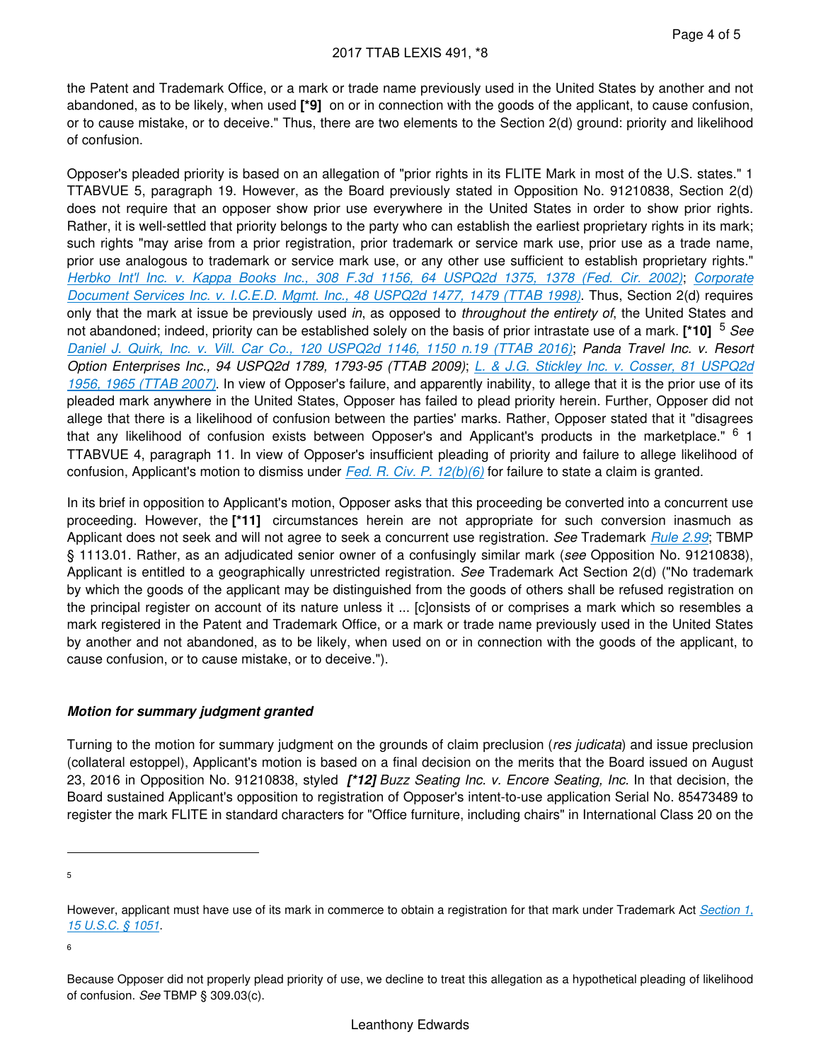the Patent and Trademark Office, or a mark or trade name previously used in the United States by another and not abandoned, as to be likely, when used **[*9]** on or in connection with the goods of the applicant, to cause confusion, or to cause mistake, or to deceive." Thus, there are two elements to the Section 2(d) ground: priority and likelihood of confusion.

Opposer's pleaded priority is based on an allegation of "prior rights in its FLITE Mark in most of the U.S. states." 1 TTABVUE 5, paragraph 19. However, as the Board previously stated in Opposition No. 91210838, Section 2(d) does not require that an opposer show prior use everywhere in the United States in order to show prior rights. Rather, it is well-settled that priority belongs to the party who can establish the earliest proprietary rights in its mark; such rights "may arise from a prior registration, prior trademark or service mark use, prior use as a trade name, prior use analogous to trademark or service mark use, or any other use sufficient to establish proprietary rights." *Herbko Int'l Inc. v. Kappa Books Inc., 308 F.3d 1156, 64 USPQ2d 1375, 1378 (Fed. Cir. 2002)*; *Corporate Document Services Inc. v. I.C.E.D. Mgmt. Inc., 48 USPQ2d 1477, 1479 (TTAB 1998)*. Thus, Section 2(d) requires only that the mark at issue be previously used *in*, as opposed to *throughout the entirety of*, the United States and not abandoned; indeed, priority can be established solely on the basis of prior intrastate use of a mark. **[*10]** [5] *See Daniel J. Quirk, Inc. v. Vill. Car Co., 120 USPQ2d 1146, 1150 n.19 (TTAB 2016)*; *Panda Travel Inc. v. Resort Option Enterprises Inc., 94 USPQ2d 1789, 1793-95 (TTAB 2009)*; *L. & J.G. Stickley Inc. v. Cosser, 81 USPQ2d 1956, 1965 (TTAB 2007)*. In view of Opposer's failure, and apparently inability, to allege that it is the prior use of its pleaded mark anywhere in the United States, Opposer has failed to plead priority herein. Further, Opposer did not allege that there is a likelihood of confusion between the parties' marks. Rather, Opposer stated that it "disagrees that any likelihood of confusion exists between Opposer's and Applicant's products in the marketplace." [6] 1 TTABVUE 4, paragraph 11. In view of Opposer's insufficient pleading of priority and failure to allege likelihood of confusion, Applicant's motion to dismiss under *Fed. R. Civ. P. 12(b)(6)* for failure to state a claim is granted.

In its brief in opposition to Applicant's motion, Opposer asks that this proceeding be converted into a concurrent use proceeding. However, the **[*11]** circumstances herein are not appropriate for such conversion inasmuch as Applicant does not seek and will not agree to seek a concurrent use registration. *See* Trademark *Rule 2.99*; TBMP § 1113.01. Rather, as an adjudicated senior owner of a confusingly similar mark (*see* Opposition No. 91210838), Applicant is entitled to a geographically unrestricted registration. *See* Trademark Act Section 2(d) ("No trademark by which the goods of the applicant may be distinguished from the goods of others shall be refused registration on the principal register on account of its nature unless it ... [c]onsists of or comprises a mark which so resembles a mark registered in the Patent and Trademark Office, or a mark or trade name previously used in the United States by another and not abandoned, as to be likely, when used on or in connection with the goods of the applicant, to cause confusion, or to cause mistake, or to deceive.").

***Motion for summary judgment granted***

Turning to the motion for summary judgment on the grounds of claim preclusion (*res judicata*) and issue preclusion (collateral estoppel), Applicant's motion is based on a final decision on the merits that the Board issued on August 23, 2016 in Opposition No. 91210838, styled ***[*12]*** *Buzz Seating Inc. v. Encore Seating, Inc.* In that decision, the Board sustained Applicant's opposition to registration of Opposer's intent-to-use application Serial No. 85473489 to register the mark FLITE in standard characters for "Office furniture, including chairs" in International Class 20 on the

---

5

However, applicant must have use of its mark in commerce to obtain a registration for that mark under Trademark Act *Section 1, 15 U.S.C. § 1051*.

6

Because Opposer did not properly plead priority of use, we decline to treat this allegation as a hypothetical pleading of likelihood of confusion. *See* TBMP § 309.03(c).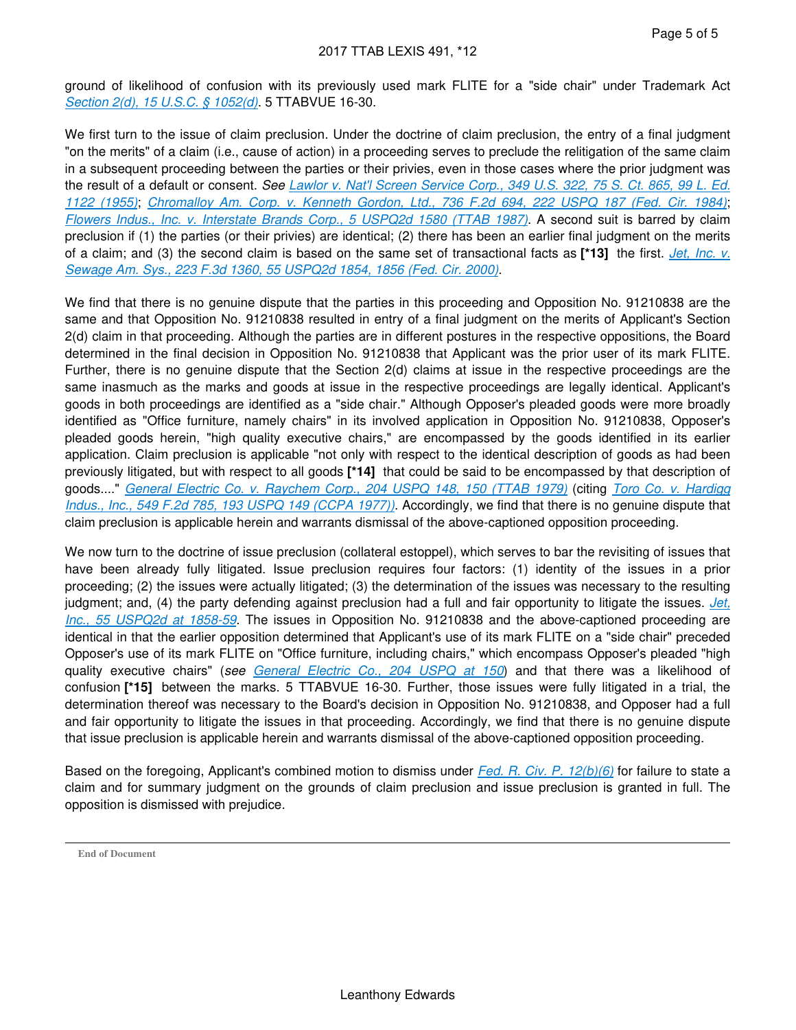ground of likelihood of confusion with its previously used mark FLITE for a "side chair" under Trademark Act Section 2(d), 15 U.S.C. § 1052(d). 5 TTABVUE 16-30.

We first turn to the issue of claim preclusion. Under the doctrine of claim preclusion, the entry of a final judgment "on the merits" of a claim (i.e., cause of action) in a proceeding serves to preclude the relitigation of the same claim in a subsequent proceeding between the parties or their privies, even in those cases where the prior judgment was the result of a default or consent. *See* Lawlor v. Nat'l Screen Service Corp., 349 U.S. 322, 75 S. Ct. 865, 99 L. Ed. 1122 (1955); Chromalloy Am. Corp. v. Kenneth Gordon, Ltd., 736 F.2d 694, 222 USPQ 187 (Fed. Cir. 1984); Flowers Indus., Inc. v. Interstate Brands Corp., 5 USPQ2d 1580 (TTAB 1987). A second suit is barred by claim preclusion if (1) the parties (or their privies) are identical; (2) there has been an earlier final judgment on the merits of a claim; and (3) the second claim is based on the same set of transactional facts as **[*13]** the first. Jet, Inc. v. Sewage Am. Sys., 223 F.3d 1360, 55 USPQ2d 1854, 1856 (Fed. Cir. 2000).

We find that there is no genuine dispute that the parties in this proceeding and Opposition No. 91210838 are the same and that Opposition No. 91210838 resulted in entry of a final judgment on the merits of Applicant's Section 2(d) claim in that proceeding. Although the parties are in different postures in the respective oppositions, the Board determined in the final decision in Opposition No. 91210838 that Applicant was the prior user of its mark FLITE. Further, there is no genuine dispute that the Section 2(d) claims at issue in the respective proceedings are the same inasmuch as the marks and goods at issue in the respective proceedings are legally identical. Applicant's goods in both proceedings are identified as a "side chair." Although Opposer's pleaded goods were more broadly identified as "Office furniture, namely chairs" in its involved application in Opposition No. 91210838, Opposer's pleaded goods herein, "high quality executive chairs," are encompassed by the goods identified in its earlier application. Claim preclusion is applicable "not only with respect to the identical description of goods as had been previously litigated, but with respect to all goods **[*14]** that could be said to be encompassed by that description of goods...." General Electric Co. v. Raychem Corp., 204 USPQ 148, 150 (TTAB 1979) (citing Toro Co. v. Hardigg Indus., Inc., 549 F.2d 785, 193 USPQ 149 (CCPA 1977)). Accordingly, we find that there is no genuine dispute that claim preclusion is applicable herein and warrants dismissal of the above-captioned opposition proceeding.

We now turn to the doctrine of issue preclusion (collateral estoppel), which serves to bar the revisiting of issues that have been already fully litigated. Issue preclusion requires four factors: (1) identity of the issues in a prior proceeding; (2) the issues were actually litigated; (3) the determination of the issues was necessary to the resulting judgment; and, (4) the party defending against preclusion had a full and fair opportunity to litigate the issues. Jet, Inc., 55 USPQ2d at 1858-59. The issues in Opposition No. 91210838 and the above-captioned proceeding are identical in that the earlier opposition determined that Applicant's use of its mark FLITE on a "side chair" preceded Opposer's use of its mark FLITE on "Office furniture, including chairs," which encompass Opposer's pleaded "high quality executive chairs" (*see* General Electric Co., 204 USPQ at 150) and that there was a likelihood of confusion **[*15]** between the marks. 5 TTABVUE 16-30. Further, those issues were fully litigated in a trial, the determination thereof was necessary to the Board's decision in Opposition No. 91210838, and Opposer had a full and fair opportunity to litigate the issues in that proceeding. Accordingly, we find that there is no genuine dispute that issue preclusion is applicable herein and warrants dismissal of the above-captioned opposition proceeding.

Based on the foregoing, Applicant's combined motion to dismiss under Fed. R. Civ. P. 12(b)(6) for failure to state a claim and for summary judgment on the grounds of claim preclusion and issue preclusion is granted in full. The opposition is dismissed with prejudice.

---

**End of Document**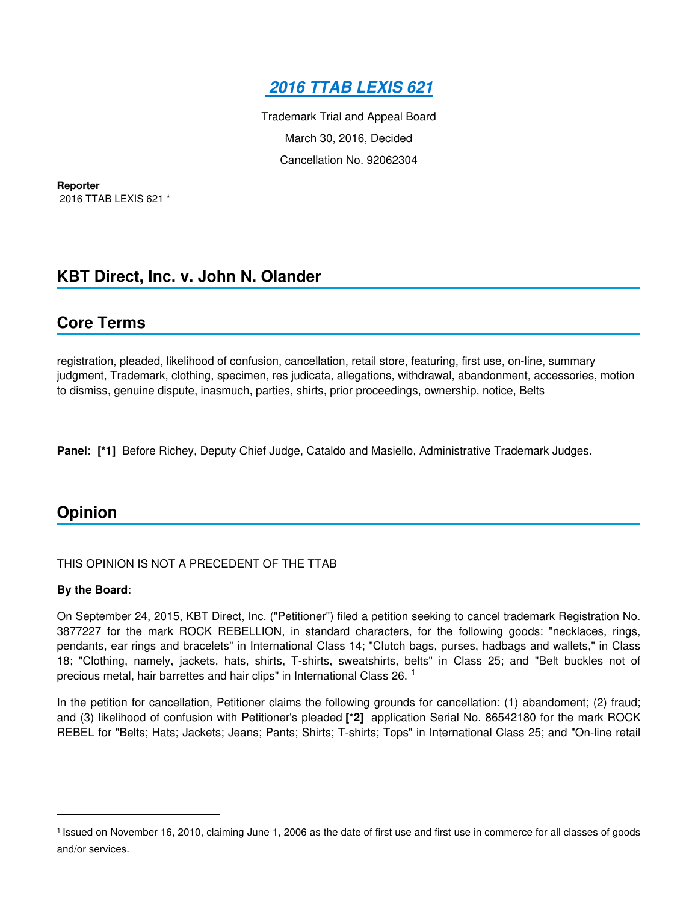# [2016 TTAB LEXIS 621](#)

Trademark Trial and Appeal Board

March 30, 2016, Decided

Cancellation No. 92062304

**Reporter**

2016 TTAB LEXIS 621 *

## KBT Direct, Inc. v. John N. Olander

## Core Terms

registration, pleaded, likelihood of confusion, cancellation, retail store, featuring, first use, on-line, summary judgment, Trademark, clothing, specimen, res judicata, allegations, withdrawal, abandonment, accessories, motion to dismiss, genuine dispute, inasmuch, parties, shirts, prior proceedings, ownership, notice, Belts

**Panel:** **[*1]** Before Richey, Deputy Chief Judge, Cataldo and Masiello, Administrative Trademark Judges.

## Opinion

THIS OPINION IS NOT A PRECEDENT OF THE TTAB

**By the Board**:

On September 24, 2015, KBT Direct, Inc. ("Petitioner") filed a petition seeking to cancel trademark Registration No. 3877227 for the mark ROCK REBELLION, in standard characters, for the following goods: "necklaces, rings, pendants, ear rings and bracelets" in International Class 14; "Clutch bags, purses, hadbags and wallets," in Class 18; "Clothing, namely, jackets, hats, shirts, T-shirts, sweatshirts, belts" in Class 25; and "Belt buckles not of precious metal, hair barrettes and hair clips" in International Class 26. [1]

In the petition for cancellation, Petitioner claims the following grounds for cancellation: (1) abandoment; (2) fraud; and (3) likelihood of confusion with Petitioner's pleaded **[*2]** application Serial No. 86542180 for the mark ROCK REBEL for "Belts; Hats; Jackets; Jeans; Pants; Shirts; T-shirts; Tops" in International Class 25; and "On-line retail

---

[1] Issued on November 16, 2010, claiming June 1, 2006 as the date of first use and first use in commerce for all classes of goods and/or services.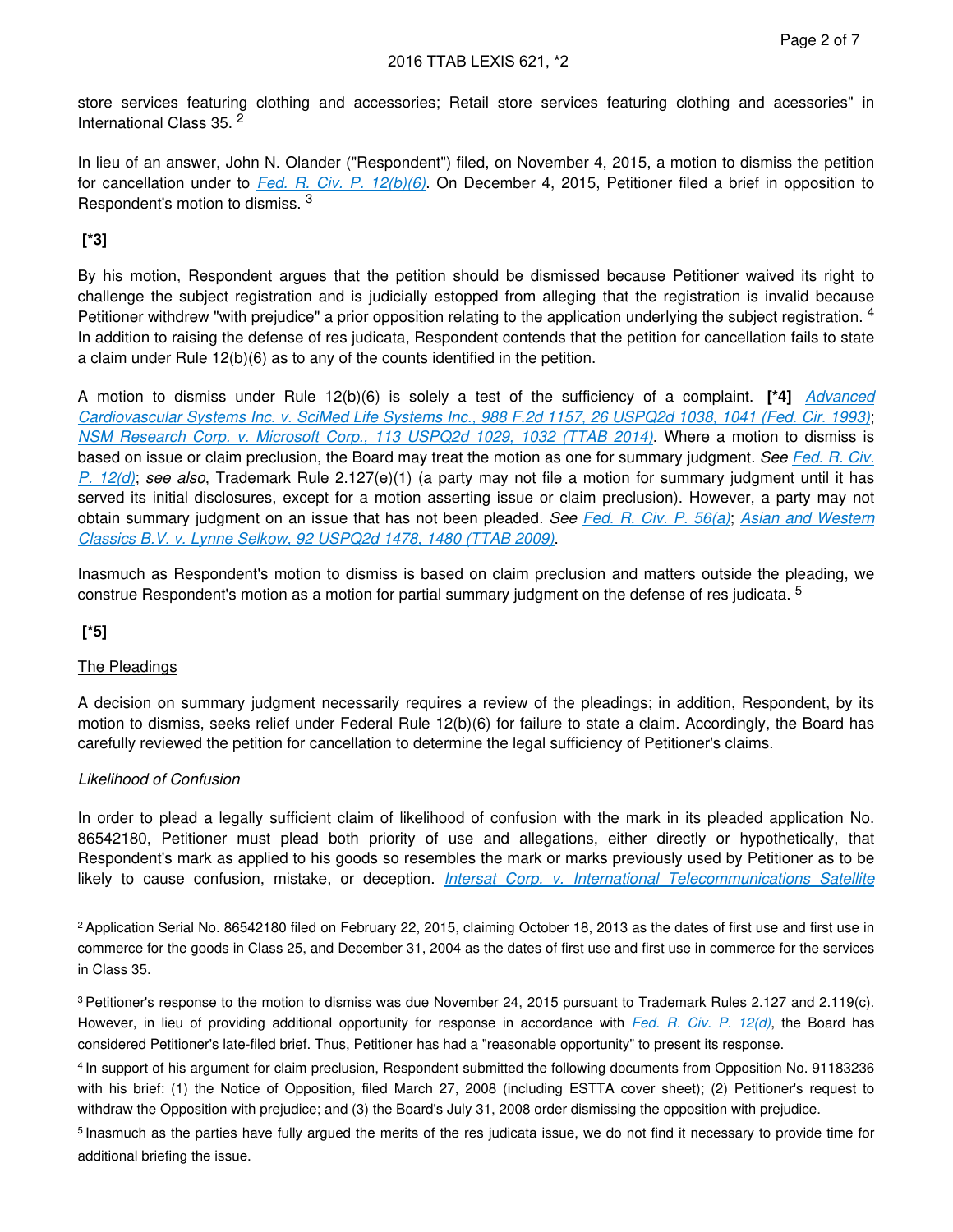store services featuring clothing and accessories; Retail store services featuring clothing and acessories" in International Class 35. [2]

In lieu of an answer, John N. Olander ("Respondent") filed, on November 4, 2015, a motion to dismiss the petition for cancellation under to *Fed. R. Civ. P. 12(b)(6)*. On December 4, 2015, Petitioner filed a brief in opposition to Respondent's motion to dismiss. [3]

**[*3]**

By his motion, Respondent argues that the petition should be dismissed because Petitioner waived its right to challenge the subject registration and is judicially estopped from alleging that the registration is invalid because Petitioner withdrew "with prejudice" a prior opposition relating to the application underlying the subject registration. [4] In addition to raising the defense of res judicata, Respondent contends that the petition for cancellation fails to state a claim under Rule 12(b)(6) as to any of the counts identified in the petition.

A motion to dismiss under Rule 12(b)(6) is solely a test of the sufficiency of a complaint. **[*4]** *Advanced Cardiovascular Systems Inc. v. SciMed Life Systems Inc., 988 F.2d 1157, 26 USPQ2d 1038, 1041 (Fed. Cir. 1993)*; *NSM Research Corp. v. Microsoft Corp., 113 USPQ2d 1029, 1032 (TTAB 2014)*. Where a motion to dismiss is based on issue or claim preclusion, the Board may treat the motion as one for summary judgment. *See Fed. R. Civ. P. 12(d)*; *see also*, Trademark Rule 2.127(e)(1) (a party may not file a motion for summary judgment until it has served its initial disclosures, except for a motion asserting issue or claim preclusion). However, a party may not obtain summary judgment on an issue that has not been pleaded. *See Fed. R. Civ. P. 56(a)*; *Asian and Western Classics B.V. v. Lynne Selkow, 92 USPQ2d 1478, 1480 (TTAB 2009)*.

Inasmuch as Respondent's motion to dismiss is based on claim preclusion and matters outside the pleading, we construe Respondent's motion as a motion for partial summary judgment on the defense of res judicata. [5]

**[*5]**

The Pleadings

A decision on summary judgment necessarily requires a review of the pleadings; in addition, Respondent, by its motion to dismiss, seeks relief under Federal Rule 12(b)(6) for failure to state a claim. Accordingly, the Board has carefully reviewed the petition for cancellation to determine the legal sufficiency of Petitioner's claims.

*Likelihood of Confusion*

In order to plead a legally sufficient claim of likelihood of confusion with the mark in its pleaded application No. 86542180, Petitioner must plead both priority of use and allegations, either directly or hypothetically, that Respondent's mark as applied to his goods so resembles the mark or marks previously used by Petitioner as to be likely to cause confusion, mistake, or deception. *Intersat Corp. v. International Telecommunications Satellite*

---

[2] Application Serial No. 86542180 filed on February 22, 2015, claiming October 18, 2013 as the dates of first use and first use in commerce for the goods in Class 25, and December 31, 2004 as the dates of first use and first use in commerce for the services in Class 35.

[3] Petitioner's response to the motion to dismiss was due November 24, 2015 pursuant to Trademark Rules 2.127 and 2.119(c). However, in lieu of providing additional opportunity for response in accordance with *Fed. R. Civ. P. 12(d)*, the Board has considered Petitioner's late-filed brief. Thus, Petitioner has had a "reasonable opportunity" to present its response.

[4] In support of his argument for claim preclusion, Respondent submitted the following documents from Opposition No. 91183236 with his brief: (1) the Notice of Opposition, filed March 27, 2008 (including ESTTA cover sheet); (2) Petitioner's request to withdraw the Opposition with prejudice; and (3) the Board's July 31, 2008 order dismissing the opposition with prejudice.

[5] Inasmuch as the parties have fully argued the merits of the res judicata issue, we do not find it necessary to provide time for additional briefing the issue.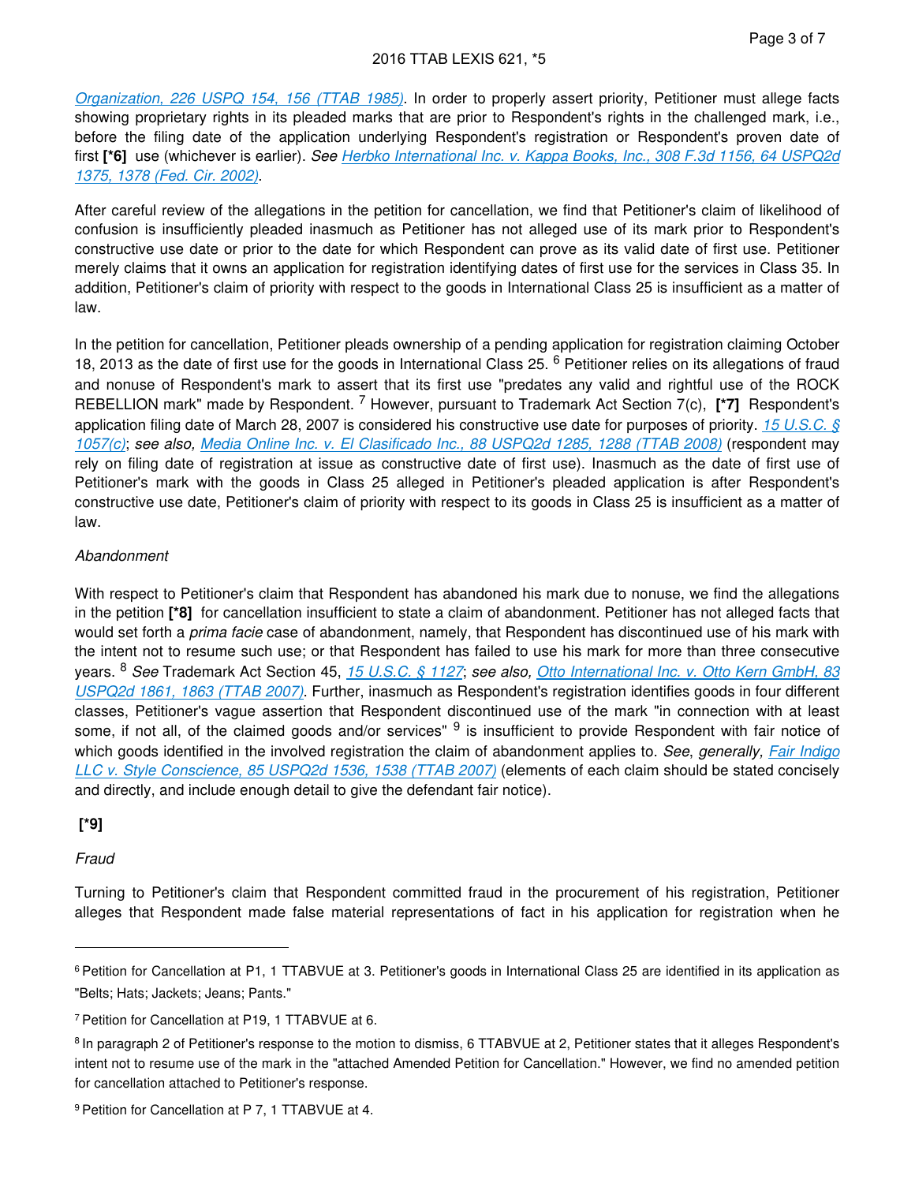Organization, 226 USPQ 154, 156 (TTAB 1985). In order to properly assert priority, Petitioner must allege facts showing proprietary rights in its pleaded marks that are prior to Respondent's rights in the challenged mark, i.e., before the filing date of the application underlying Respondent's registration or Respondent's proven date of first **[*6]** use (whichever is earlier). *See* Herbko International Inc. v. Kappa Books, Inc., 308 F.3d 1156, 64 USPQ2d 1375, 1378 (Fed. Cir. 2002).

After careful review of the allegations in the petition for cancellation, we find that Petitioner's claim of likelihood of confusion is insufficiently pleaded inasmuch as Petitioner has not alleged use of its mark prior to Respondent's constructive use date or prior to the date for which Respondent can prove as its valid date of first use. Petitioner merely claims that it owns an application for registration identifying dates of first use for the services in Class 35. In addition, Petitioner's claim of priority with respect to the goods in International Class 25 is insufficient as a matter of law.

In the petition for cancellation, Petitioner pleads ownership of a pending application for registration claiming October 18, 2013 as the date of first use for the goods in International Class 25. [6] Petitioner relies on its allegations of fraud and nonuse of Respondent's mark to assert that its first use "predates any valid and rightful use of the ROCK REBELLION mark" made by Respondent. [7] However, pursuant to Trademark Act Section 7(c), **[*7]** Respondent's application filing date of March 28, 2007 is considered his constructive use date for purposes of priority. *15 U.S.C. § 1057(c)*; *see also,* Media Online Inc. v. El Clasificado Inc., 88 USPQ2d 1285, 1288 (TTAB 2008) (respondent may rely on filing date of registration at issue as constructive date of first use). Inasmuch as the date of first use of Petitioner's mark with the goods in Class 25 alleged in Petitioner's pleaded application is after Respondent's constructive use date, Petitioner's claim of priority with respect to its goods in Class 25 is insufficient as a matter of law.

*Abandonment*

With respect to Petitioner's claim that Respondent has abandoned his mark due to nonuse, we find the allegations in the petition **[*8]** for cancellation insufficient to state a claim of abandonment. Petitioner has not alleged facts that would set forth a *prima facie* case of abandonment, namely, that Respondent has discontinued use of his mark with the intent not to resume such use; or that Respondent has failed to use his mark for more than three consecutive years. [8] *See* Trademark Act Section 45, *15 U.S.C. § 1127*; *see also,* Otto International Inc. v. Otto Kern GmbH, 83 USPQ2d 1861, 1863 (TTAB 2007). Further, inasmuch as Respondent's registration identifies goods in four different classes, Petitioner's vague assertion that Respondent discontinued use of the mark "in connection with at least some, if not all, of the claimed goods and/or services" [9] is insufficient to provide Respondent with fair notice of which goods identified in the involved registration the claim of abandonment applies to. *See*, *generally,* Fair Indigo LLC v. Style Conscience, 85 USPQ2d 1536, 1538 (TTAB 2007) (elements of each claim should be stated concisely and directly, and include enough detail to give the defendant fair notice).

**[*9]**

*Fraud*

Turning to Petitioner's claim that Respondent committed fraud in the procurement of his registration, Petitioner alleges that Respondent made false material representations of fact in his application for registration when he

---

[6] Petition for Cancellation at P1, 1 TTABVUE at 3. Petitioner's goods in International Class 25 are identified in its application as "Belts; Hats; Jackets; Jeans; Pants."

[7] Petition for Cancellation at P19, 1 TTABVUE at 6.

[8] In paragraph 2 of Petitioner's response to the motion to dismiss, 6 TTABVUE at 2, Petitioner states that it alleges Respondent's intent not to resume use of the mark in the "attached Amended Petition for Cancellation." However, we find no amended petition for cancellation attached to Petitioner's response.

[9] Petition for Cancellation at P 7, 1 TTABVUE at 4.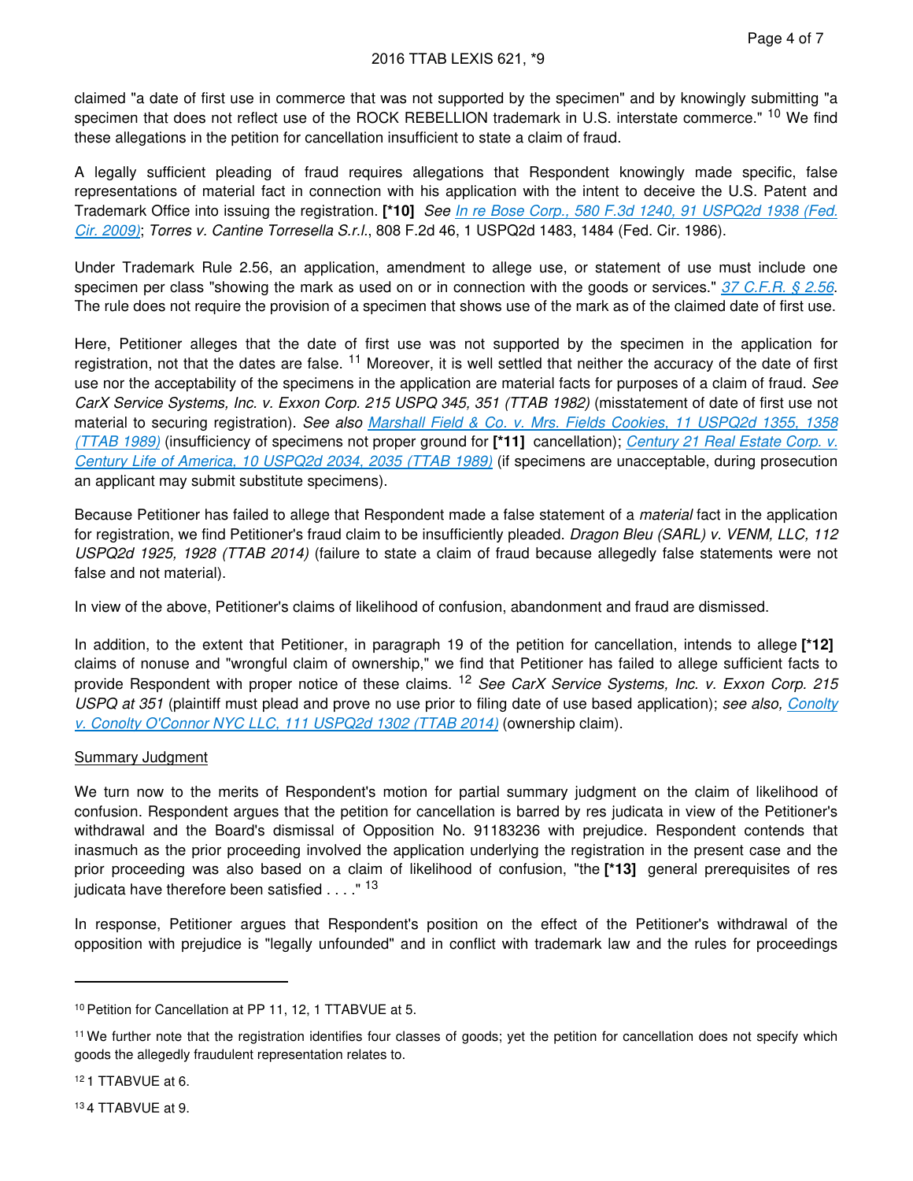claimed "a date of first use in commerce that was not supported by the specimen" and by knowingly submitting "a specimen that does not reflect use of the ROCK REBELLION trademark in U.S. interstate commerce." [10] We find these allegations in the petition for cancellation insufficient to state a claim of fraud.

A legally sufficient pleading of fraud requires allegations that Respondent knowingly made specific, false representations of material fact in connection with his application with the intent to deceive the U.S. Patent and Trademark Office into issuing the registration. **[*10]** *See In re Bose Corp., 580 F.3d 1240, 91 USPQ2d 1938 (Fed. Cir. 2009)*; *Torres v. Cantine Torresella S.r.l.*, 808 F.2d 46, 1 USPQ2d 1483, 1484 (Fed. Cir. 1986).

Under Trademark Rule 2.56, an application, amendment to allege use, or statement of use must include one specimen per class "showing the mark as used on or in connection with the goods or services." *37 C.F.R. § 2.56*. The rule does not require the provision of a specimen that shows use of the mark as of the claimed date of first use.

Here, Petitioner alleges that the date of first use was not supported by the specimen in the application for registration, not that the dates are false. [11] Moreover, it is well settled that neither the accuracy of the date of first use nor the acceptability of the specimens in the application are material facts for purposes of a claim of fraud. *See CarX Service Systems, Inc. v. Exxon Corp. 215 USPQ 345, 351 (TTAB 1982)* (misstatement of date of first use not material to securing registration). *See also Marshall Field & Co. v. Mrs. Fields Cookies, 11 USPQ2d 1355, 1358 (TTAB 1989)* (insufficiency of specimens not proper ground for **[*11]** cancellation); *Century 21 Real Estate Corp. v. Century Life of America, 10 USPQ2d 2034, 2035 (TTAB 1989)* (if specimens are unacceptable, during prosecution an applicant may submit substitute specimens).

Because Petitioner has failed to allege that Respondent made a false statement of a *material* fact in the application for registration, we find Petitioner's fraud claim to be insufficiently pleaded. *Dragon Bleu (SARL) v. VENM, LLC, 112 USPQ2d 1925, 1928 (TTAB 2014)* (failure to state a claim of fraud because allegedly false statements were not false and not material).

In view of the above, Petitioner's claims of likelihood of confusion, abandonment and fraud are dismissed.

In addition, to the extent that Petitioner, in paragraph 19 of the petition for cancellation, intends to allege **[*12]** claims of nonuse and "wrongful claim of ownership," we find that Petitioner has failed to allege sufficient facts to provide Respondent with proper notice of these claims. [12] *See CarX Service Systems, Inc. v. Exxon Corp. 215 USPQ at 351* (plaintiff must plead and prove no use prior to filing date of use based application); *see also, Conolty v. Conolty O'Connor NYC LLC, 111 USPQ2d 1302 (TTAB 2014)* (ownership claim).

## Summary Judgment

We turn now to the merits of Respondent's motion for partial summary judgment on the claim of likelihood of confusion. Respondent argues that the petition for cancellation is barred by res judicata in view of the Petitioner's withdrawal and the Board's dismissal of Opposition No. 91183236 with prejudice. Respondent contends that inasmuch as the prior proceeding involved the application underlying the registration in the present case and the prior proceeding was also based on a claim of likelihood of confusion, "the **[*13]** general prerequisites of res judicata have therefore been satisfied . . . ." [13]

In response, Petitioner argues that Respondent's position on the effect of the Petitioner's withdrawal of the opposition with prejudice is "legally unfounded" and in conflict with trademark law and the rules for proceedings

---

[10] Petition for Cancellation at PP 11, 12, 1 TTABVUE at 5.

[11] We further note that the registration identifies four classes of goods; yet the petition for cancellation does not specify which goods the allegedly fraudulent representation relates to.

[12] 1 TTABVUE at 6.

[13] 4 TTABVUE at 9.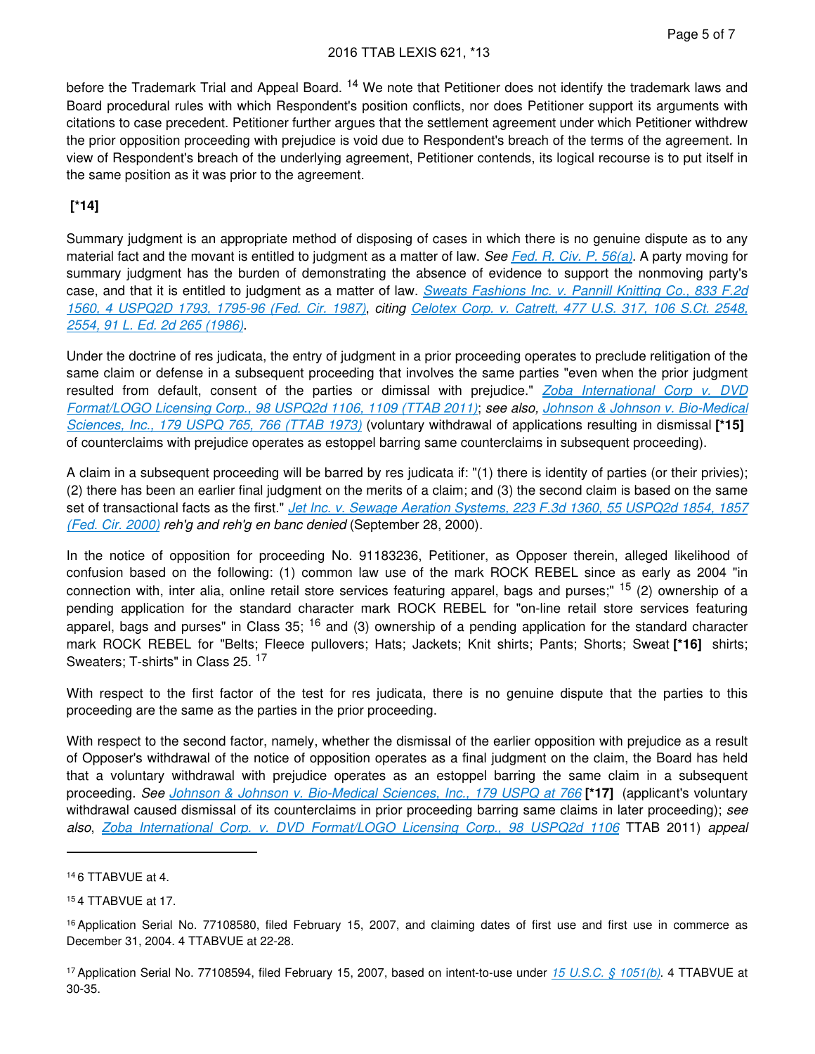before the Trademark Trial and Appeal Board. [14] We note that Petitioner does not identify the trademark laws and Board procedural rules with which Respondent's position conflicts, nor does Petitioner support its arguments with citations to case precedent. Petitioner further argues that the settlement agreement under which Petitioner withdrew the prior opposition proceeding with prejudice is void due to Respondent's breach of the terms of the agreement. In view of Respondent's breach of the underlying agreement, Petitioner contends, its logical recourse is to put itself in the same position as it was prior to the agreement.

**[*14]**

Summary judgment is an appropriate method of disposing of cases in which there is no genuine dispute as to any material fact and the movant is entitled to judgment as a matter of law. *See* Fed. R. Civ. P. 56(a). A party moving for summary judgment has the burden of demonstrating the absence of evidence to support the nonmoving party's case, and that it is entitled to judgment as a matter of law. Sweats Fashions Inc. v. Pannill Knitting Co., 833 F.2d 1560, 4 USPQ2D 1793, 1795-96 (Fed. Cir. 1987), *citing* Celotex Corp. v. Catrett, 477 U.S. 317, 106 S.Ct. 2548, 2554, 91 L. Ed. 2d 265 (1986).

Under the doctrine of res judicata, the entry of judgment in a prior proceeding operates to preclude relitigation of the same claim or defense in a subsequent proceeding that involves the same parties "even when the prior judgment resulted from default, consent of the parties or dimissal with prejudice." Zoba International Corp v. DVD Format/LOGO Licensing Corp., 98 USPQ2d 1106, 1109 (TTAB 2011); *see also,* Johnson & Johnson v. Bio-Medical Sciences, Inc., 179 USPQ 765, 766 (TTAB 1973) (voluntary withdrawal of applications resulting in dismissal **[*15]** of counterclaims with prejudice operates as estoppel barring same counterclaims in subsequent proceeding).

A claim in a subsequent proceeding will be barred by res judicata if: "(1) there is identity of parties (or their privies); (2) there has been an earlier final judgment on the merits of a claim; and (3) the second claim is based on the same set of transactional facts as the first." Jet Inc. v. Sewage Aeration Systems, 223 F.3d 1360, 55 USPQ2d 1854, 1857 (Fed. Cir. 2000) *reh'g and reh'g en banc denied* (September 28, 2000).

In the notice of opposition for proceeding No. 91183236, Petitioner, as Opposer therein, alleged likelihood of confusion based on the following: (1) common law use of the mark ROCK REBEL since as early as 2004 "in connection with, inter alia, online retail store services featuring apparel, bags and purses;" [15] (2) ownership of a pending application for the standard character mark ROCK REBEL for "on-line retail store services featuring apparel, bags and purses" in Class 35; [16] and (3) ownership of a pending application for the standard character mark ROCK REBEL for "Belts; Fleece pullovers; Hats; Jackets; Knit shirts; Pants; Shorts; Sweat **[*16]** shirts; Sweaters; T-shirts" in Class 25. [17]

With respect to the first factor of the test for res judicata, there is no genuine dispute that the parties to this proceeding are the same as the parties in the prior proceeding.

With respect to the second factor, namely, whether the dismissal of the earlier opposition with prejudice as a result of Opposer's withdrawal of the notice of opposition operates as a final judgment on the claim, the Board has held that a voluntary withdrawal with prejudice operates as an estoppel barring the same claim in a subsequent proceeding. *See* Johnson & Johnson v. Bio-Medical Sciences, Inc., 179 USPQ at 766 **[*17]** (applicant's voluntary withdrawal caused dismissal of its counterclaims in prior proceeding barring same claims in later proceeding); *see also*, Zoba International Corp. v. DVD Format/LOGO Licensing Corp., 98 USPQ2d 1106 TTAB 2011) *appeal*

---

[14] 6 TTABVUE at 4.

[15] 4 TTABVUE at 17.

[16] Application Serial No. 77108580, filed February 15, 2007, and claiming dates of first use and first use in commerce as December 31, 2004. 4 TTABVUE at 22-28.

[17] Application Serial No. 77108594, filed February 15, 2007, based on intent-to-use under 15 U.S.C. § 1051(b). 4 TTABVUE at 30-35.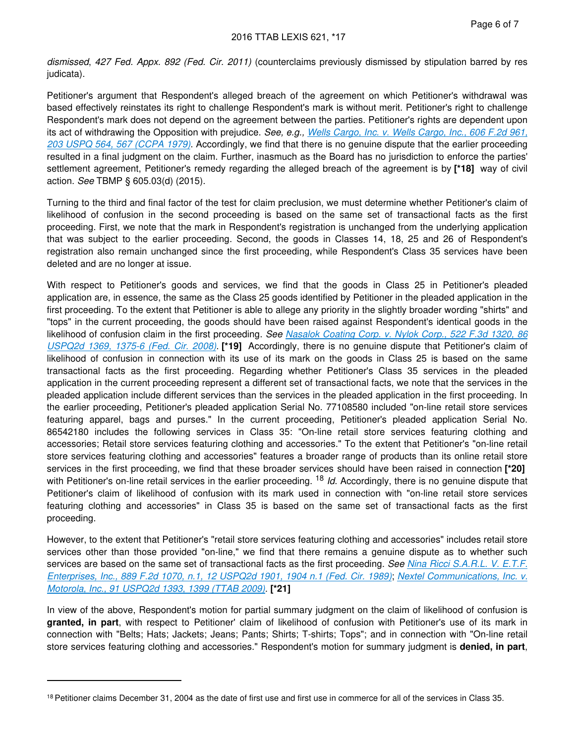*dismissed*, *427 Fed. Appx. 892 (Fed. Cir. 2011)* (counterclaims previously dismissed by stipulation barred by res judicata).

Petitioner's argument that Respondent's alleged breach of the agreement on which Petitioner's withdrawal was based effectively reinstates its right to challenge Respondent's mark is without merit. Petitioner's right to challenge Respondent's mark does not depend on the agreement between the parties. Petitioner's rights are dependent upon its act of withdrawing the Opposition with prejudice. *See, e.g., Wells Cargo, Inc. v. Wells Cargo, Inc., 606 F.2d 961, 203 USPQ 564, 567 (CCPA 1979)*. Accordingly, we find that there is no genuine dispute that the earlier proceeding resulted in a final judgment on the claim. Further, inasmuch as the Board has no jurisdiction to enforce the parties' settlement agreement, Petitioner's remedy regarding the alleged breach of the agreement is by **[*18]** way of civil action. *See* TBMP § 605.03(d) (2015).

Turning to the third and final factor of the test for claim preclusion, we must determine whether Petitioner's claim of likelihood of confusion in the second proceeding is based on the same set of transactional facts as the first proceeding. First, we note that the mark in Respondent's registration is unchanged from the underlying application that was subject to the earlier proceeding. Second, the goods in Classes 14, 18, 25 and 26 of Respondent's registration also remain unchanged since the first proceeding, while Respondent's Class 35 services have been deleted and are no longer at issue.

With respect to Petitioner's goods and services, we find that the goods in Class 25 in Petitioner's pleaded application are, in essence, the same as the Class 25 goods identified by Petitioner in the pleaded application in the first proceeding. To the extent that Petitioner is able to allege any priority in the slightly broader wording "shirts" and "tops" in the current proceeding, the goods should have been raised against Respondent's identical goods in the likelihood of confusion claim in the first proceeding. *See Nasalok Coating Corp. v. Nylok Corp., 522 F.3d 1320, 86 USPQ2d 1369, 1375-6 (Fed. Cir. 2008)*. **[*19]** Accordingly, there is no genuine dispute that Petitioner's claim of likelihood of confusion in connection with its use of its mark on the goods in Class 25 is based on the same transactional facts as the first proceeding. Regarding whether Petitioner's Class 35 services in the pleaded application in the current proceeding represent a different set of transactional facts, we note that the services in the pleaded application include different services than the services in the pleaded application in the first proceeding. In the earlier proceeding, Petitioner's pleaded application Serial No. 77108580 included "on-line retail store services featuring apparel, bags and purses." In the current proceeding, Petitioner's pleaded application Serial No. 86542180 includes the following services in Class 35: "On-line retail store services featuring clothing and accessories; Retail store services featuring clothing and accessories." To the extent that Petitioner's "on-line retail store services featuring clothing and accessories" features a broader range of products than its online retail store services in the first proceeding, we find that these broader services should have been raised in connection **[*20]** with Petitioner's on-line retail services in the earlier proceeding. [18] *Id.* Accordingly, there is no genuine dispute that Petitioner's claim of likelihood of confusion with its mark used in connection with "on-line retail store services featuring clothing and accessories" in Class 35 is based on the same set of transactional facts as the first proceeding.

However, to the extent that Petitioner's "retail store services featuring clothing and accessories" includes retail store services other than those provided "on-line," we find that there remains a genuine dispute as to whether such services are based on the same set of transactional facts as the first proceeding. *See Nina Ricci S.A.R.L. V. E.T.F. Enterprises, Inc., 889 F.2d 1070, n.1, 12 USPQ2d 1901, 1904 n.1 (Fed. Cir. 1989)*; *Nextel Communications, Inc. v. Motorola, Inc., 91 USPQ2d 1393, 1399 (TTAB 2009)*. **[*21]**

In view of the above, Respondent's motion for partial summary judgment on the claim of likelihood of confusion is **granted, in part**, with respect to Petitioner' claim of likelihood of confusion with Petitioner's use of its mark in connection with "Belts; Hats; Jackets; Jeans; Pants; Shirts; T-shirts; Tops"; and in connection with "On-line retail store services featuring clothing and accessories." Respondent's motion for summary judgment is **denied, in part**,

---

[18] Petitioner claims December 31, 2004 as the date of first use and first use in commerce for all of the services in Class 35.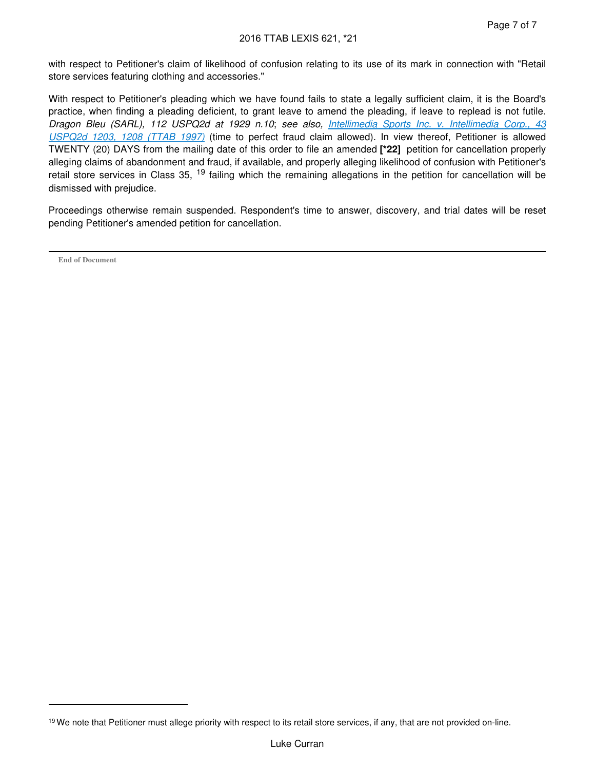with respect to Petitioner's claim of likelihood of confusion relating to its use of its mark in connection with "Retail store services featuring clothing and accessories."

With respect to Petitioner's pleading which we have found fails to state a legally sufficient claim, it is the Board's practice, when finding a pleading deficient, to grant leave to amend the pleading, if leave to replead is not futile. *Dragon Bleu (SARL), 112 USPQ2d at 1929 n.10*; *see also,* *Intellimedia Sports Inc. v. Intellimedia Corp., 43 USPQ2d 1203, 1208 (TTAB 1997)* (time to perfect fraud claim allowed). In view thereof, Petitioner is allowed TWENTY (20) DAYS from the mailing date of this order to file an amended **[*22]** petition for cancellation properly alleging claims of abandonment and fraud, if available, and properly alleging likelihood of confusion with Petitioner's retail store services in Class 35, [19] failing which the remaining allegations in the petition for cancellation will be dismissed with prejudice.

Proceedings otherwise remain suspended. Respondent's time to answer, discovery, and trial dates will be reset pending Petitioner's amended petition for cancellation.

---

**End of Document**

---

[19] We note that Petitioner must allege priority with respect to its retail store services, if any, that are not provided on-line.